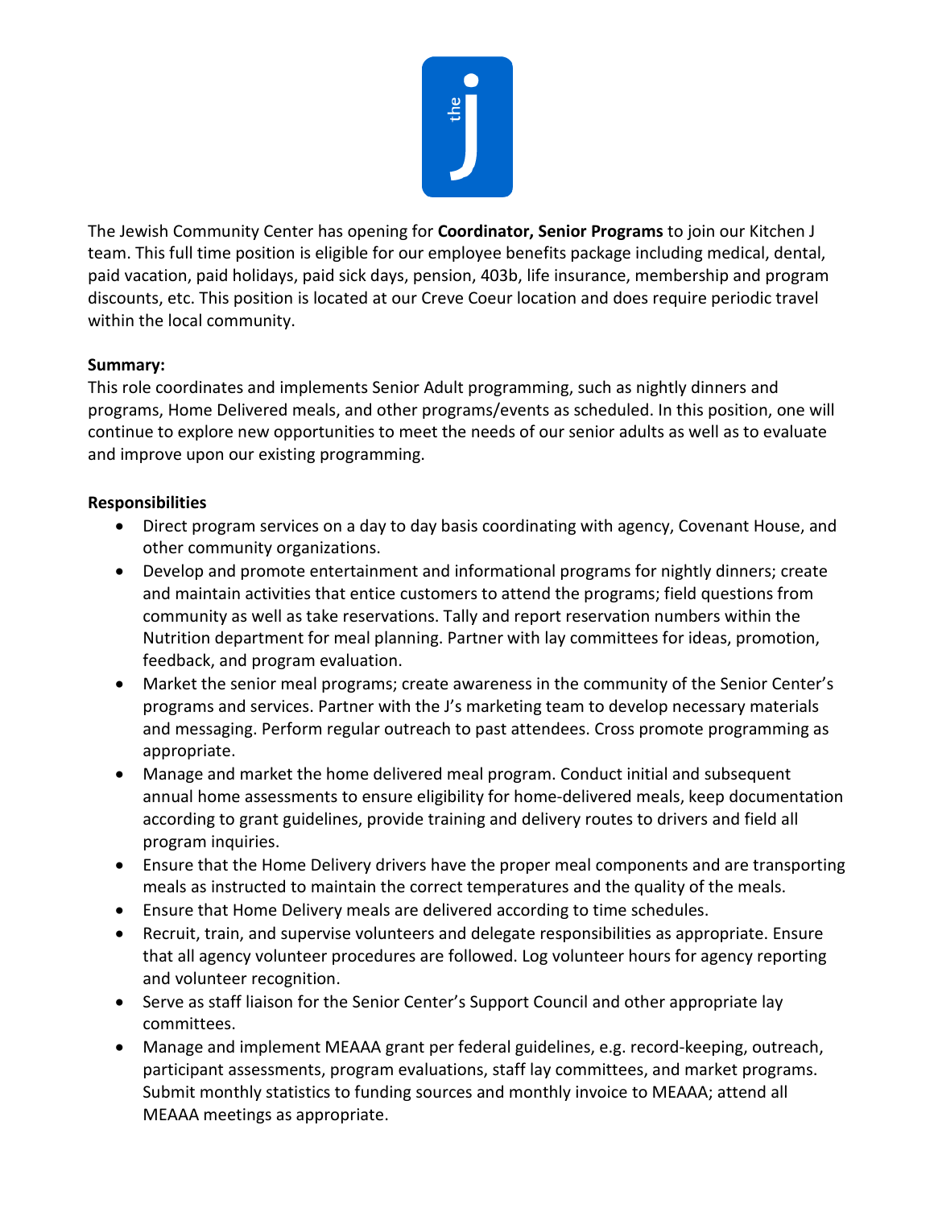The Jewish Community Center has opening for **Coordinator, Senior Programs** to join our Kitchen J team. This full time position is eligible for our employee benefits package including medical, dental, paid vacation, paid holidays, paid sick days, pension, 403b, life insurance, membership and program discounts, etc. This position is located at our Creve Coeur location and does require periodic travel within the local community.

**Summary:**
This role coordinates and implements Senior Adult programming, such as nightly dinners and programs, Home Delivered meals, and other programs/events as scheduled. In this position, one will continue to explore new opportunities to meet the needs of our senior adults as well as to evaluate and improve upon our existing programming.

**Responsibilities**

- Direct program services on a day to day basis coordinating with agency, Covenant House, and other community organizations.
- Develop and promote entertainment and informational programs for nightly dinners; create and maintain activities that entice customers to attend the programs; field questions from community as well as take reservations. Tally and report reservation numbers within the Nutrition department for meal planning. Partner with lay committees for ideas, promotion, feedback, and program evaluation.
- Market the senior meal programs; create awareness in the community of the Senior Center's programs and services. Partner with the J's marketing team to develop necessary materials and messaging. Perform regular outreach to past attendees. Cross promote programming as appropriate.
- Manage and market the home delivered meal program. Conduct initial and subsequent annual home assessments to ensure eligibility for home-delivered meals, keep documentation according to grant guidelines, provide training and delivery routes to drivers and field all program inquiries.
- Ensure that the Home Delivery drivers have the proper meal components and are transporting meals as instructed to maintain the correct temperatures and the quality of the meals.
- Ensure that Home Delivery meals are delivered according to time schedules.
- Recruit, train, and supervise volunteers and delegate responsibilities as appropriate. Ensure that all agency volunteer procedures are followed. Log volunteer hours for agency reporting and volunteer recognition.
- Serve as staff liaison for the Senior Center's Support Council and other appropriate lay committees.
- Manage and implement MEAAA grant per federal guidelines, e.g. record-keeping, outreach, participant assessments, program evaluations, staff lay committees, and market programs. Submit monthly statistics to funding sources and monthly invoice to MEAAA; attend all MEAAA meetings as appropriate.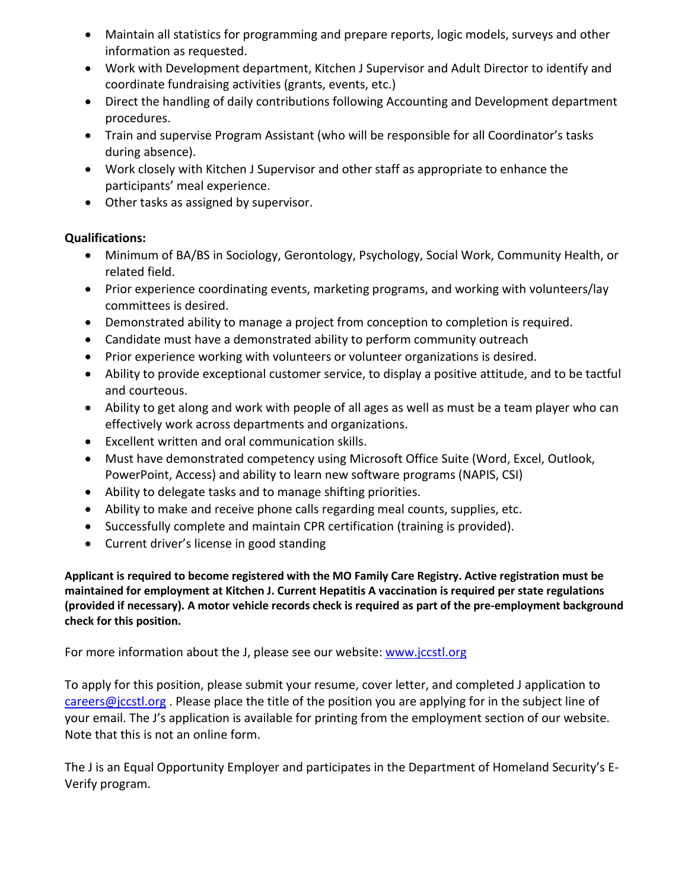- Maintain all statistics for programming and prepare reports, logic models, surveys and other information as requested.
- Work with Development department, Kitchen J Supervisor and Adult Director to identify and coordinate fundraising activities (grants, events, etc.)
- Direct the handling of daily contributions following Accounting and Development department procedures.
- Train and supervise Program Assistant (who will be responsible for all Coordinator's tasks during absence).
- Work closely with Kitchen J Supervisor and other staff as appropriate to enhance the participants' meal experience.
- Other tasks as assigned by supervisor.

**Qualifications:**

- Minimum of BA/BS in Sociology, Gerontology, Psychology, Social Work, Community Health, or related field.
- Prior experience coordinating events, marketing programs, and working with volunteers/lay committees is desired.
- Demonstrated ability to manage a project from conception to completion is required.
- Candidate must have a demonstrated ability to perform community outreach
- Prior experience working with volunteers or volunteer organizations is desired.
- Ability to provide exceptional customer service, to display a positive attitude, and to be tactful and courteous.
- Ability to get along and work with people of all ages as well as must be a team player who can effectively work across departments and organizations.
- Excellent written and oral communication skills.
- Must have demonstrated competency using Microsoft Office Suite (Word, Excel, Outlook, PowerPoint, Access) and ability to learn new software programs (NAPIS, CSI)
- Ability to delegate tasks and to manage shifting priorities.
- Ability to make and receive phone calls regarding meal counts, supplies, etc.
- Successfully complete and maintain CPR certification (training is provided).
- Current driver's license in good standing

**Applicant is required to become registered with the MO Family Care Registry. Active registration must be maintained for employment at Kitchen J. Current Hepatitis A vaccination is required per state regulations (provided if necessary). A motor vehicle records check is required as part of the pre-employment background check for this position.**

For more information about the J, please see our website: [www.jccstl.org](http://www.jccstl.org)

To apply for this position, please submit your resume, cover letter, and completed J application to [careers@jccstl.org](mailto:careers@jccstl.org) . Please place the title of the position you are applying for in the subject line of your email. The J's application is available for printing from the employment section of our website. Note that this is not an online form.

The J is an Equal Opportunity Employer and participates in the Department of Homeland Security's E-Verify program.